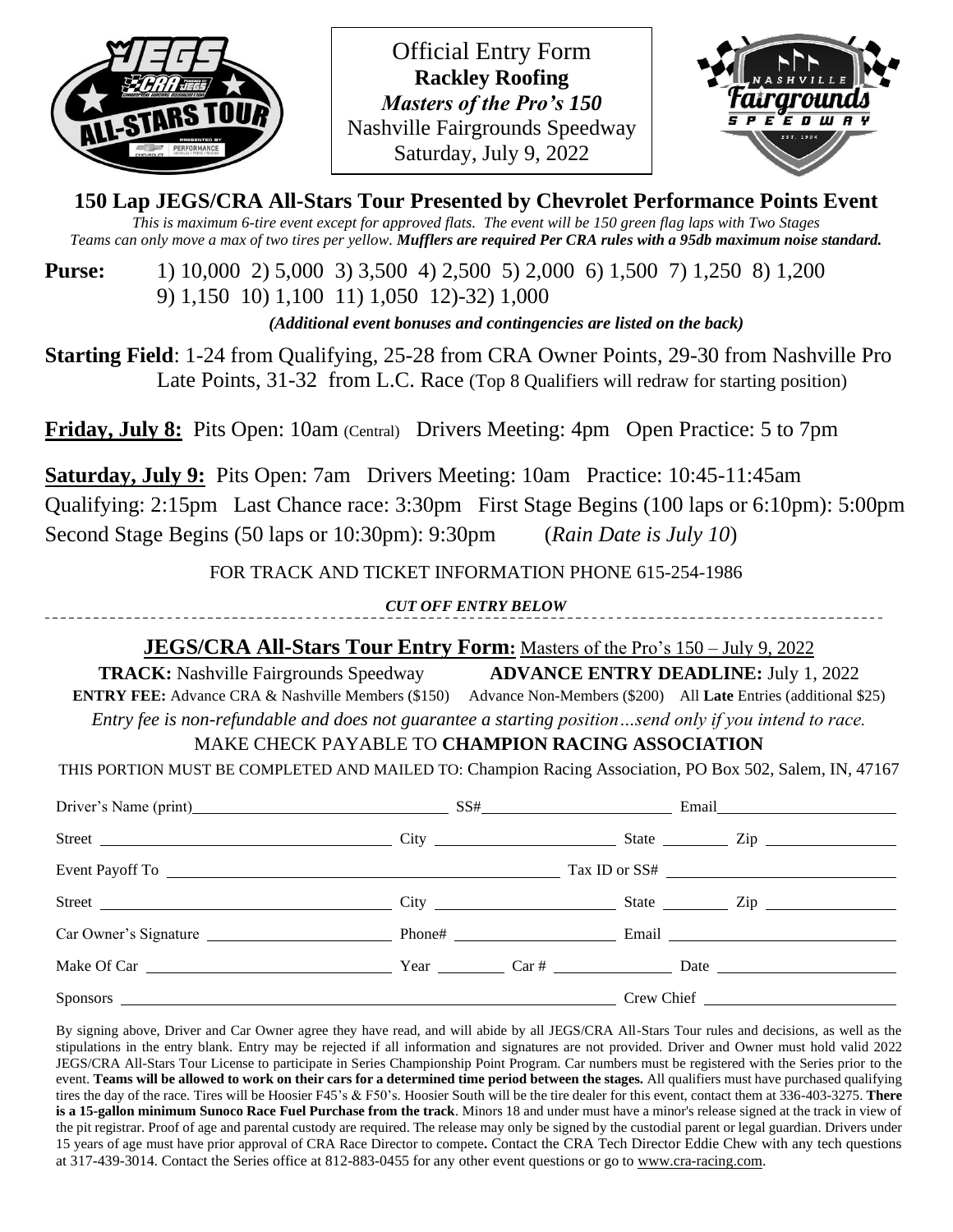Official Entry Form
**Rackley Roofing**
***Masters of the Pro's 150***
Nashville Fairgrounds Speedway
Saturday, July 9, 2022

## 150 Lap JEGS/CRA All-Stars Tour Presented by Chevrolet Performance Points Event

*This is maximum 6-tire event except for approved flats. The event will be 150 green flag laps with Two Stages*
*Teams can only move a max of two tires per yellow.* ***Mufflers are required Per CRA rules with a 95db maximum noise standard.***

**Purse:** 1) 10,000 2) 5,000 3) 3,500 4) 2,500 5) 2,000 6) 1,500 7) 1,250 8) 1,200 9) 1,150 10) 1,100 11) 1,050 12)-32) 1,000

***(Additional event bonuses and contingencies are listed on the back)***

**Starting Field**: 1-24 from Qualifying, 25-28 from CRA Owner Points, 29-30 from Nashville Pro Late Points, 31-32 from L.C. Race (Top 8 Qualifiers will redraw for starting position)

**Friday, July 8:** Pits Open: 10am (Central) Drivers Meeting: 4pm Open Practice: 5 to 7pm

**Saturday, July 9:** Pits Open: 7am Drivers Meeting: 10am Practice: 10:45-11:45am
Qualifying: 2:15pm Last Chance race: 3:30pm First Stage Begins (100 laps or 6:10pm): 5:00pm
Second Stage Begins (50 laps or 10:30pm): 9:30pm (*Rain Date is July 10*)

FOR TRACK AND TICKET INFORMATION PHONE 615-254-1986

***CUT OFF ENTRY BELOW***

---

## JEGS/CRA All-Stars Tour Entry Form: Masters of the Pro's 150 – July 9, 2022

**TRACK:** Nashville Fairgrounds Speedway **ADVANCE ENTRY DEADLINE:** July 1, 2022

**ENTRY FEE:** Advance CRA & Nashville Members ($150) Advance Non-Members ($200) All **Late** Entries (additional $25)

*Entry fee is non-refundable and does not guarantee a starting position…send only if you intend to race.*

MAKE CHECK PAYABLE TO **CHAMPION RACING ASSOCIATION**

THIS PORTION MUST BE COMPLETED AND MAILED TO: Champion Racing Association, PO Box 502, Salem, IN, 47167

Driver's Name (print)\_\_\_\_\_\_\_\_\_\_ SS#\_\_\_\_\_\_\_\_\_\_ Email\_\_\_\_\_\_\_\_\_\_

Street \_\_\_\_\_\_\_\_\_\_ City \_\_\_\_\_\_\_\_\_\_ State \_\_\_\_\_ Zip \_\_\_\_\_\_\_\_\_\_

Event Payoff To \_\_\_\_\_\_\_\_\_\_ Tax ID or SS# \_\_\_\_\_\_\_\_\_\_

Street \_\_\_\_\_\_\_\_\_\_ City \_\_\_\_\_\_\_\_\_\_ State \_\_\_\_\_ Zip \_\_\_\_\_\_\_\_\_\_

Car Owner's Signature \_\_\_\_\_\_\_\_\_\_ Phone# \_\_\_\_\_\_\_\_\_\_ Email \_\_\_\_\_\_\_\_\_\_

Make Of Car \_\_\_\_\_\_\_\_\_\_ Year \_\_\_\_\_ Car # \_\_\_\_\_\_\_\_\_\_ Date \_\_\_\_\_\_\_\_\_\_

Sponsors \_\_\_\_\_\_\_\_\_\_ Crew Chief \_\_\_\_\_\_\_\_\_\_

By signing above, Driver and Car Owner agree they have read, and will abide by all JEGS/CRA All-Stars Tour rules and decisions, as well as the stipulations in the entry blank. Entry may be rejected if all information and signatures are not provided. Driver and Owner must hold valid 2022 JEGS/CRA All-Stars Tour License to participate in Series Championship Point Program. Car numbers must be registered with the Series prior to the event. **Teams will be allowed to work on their cars for a determined time period between the stages.** All qualifiers must have purchased qualifying tires the day of the race. Tires will be Hoosier F45's & F50's. Hoosier South will be the tire dealer for this event, contact them at 336-403-3275. **There is a 15-gallon minimum Sunoco Race Fuel Purchase from the track**. Minors 18 and under must have a minor's release signed at the track in view of the pit registrar. Proof of age and parental custody are required. The release may only be signed by the custodial parent or legal guardian. Drivers under 15 years of age must have prior approval of CRA Race Director to compete**.** Contact the CRA Tech Director Eddie Chew with any tech questions at 317-439-3014. Contact the Series office at 812-883-0455 for any other event questions or go to www.cra-racing.com.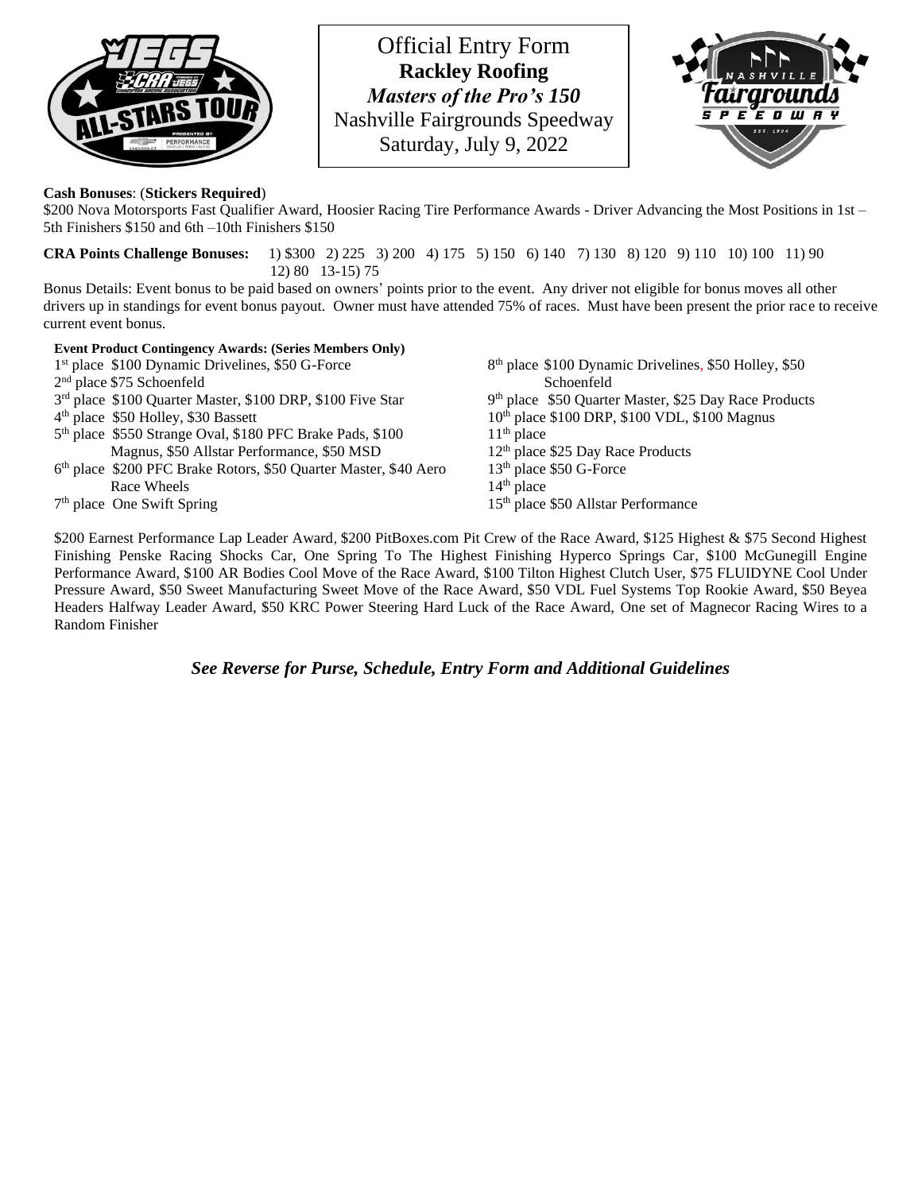Official Entry Form
**Rackley Roofing**
***Masters of the Pro's 150***
Nashville Fairgrounds Speedway
Saturday, July 9, 2022

**Cash Bonuses**: (**Stickers Required**)
$200 Nova Motorsports Fast Qualifier Award, Hoosier Racing Tire Performance Awards - Driver Advancing the Most Positions in 1st – 5th Finishers $150 and 6th –10th Finishers $150

**CRA Points Challenge Bonuses:** 1) $300 2) 225 3) 200 4) 175 5) 150 6) 140 7) 130 8) 120 9) 110 10) 100 11) 90 12) 80 13-15) 75

Bonus Details: Event bonus to be paid based on owners' points prior to the event. Any driver not eligible for bonus moves all other drivers up in standings for event bonus payout. Owner must have attended 75% of races. Must have been present the prior race to receive current event bonus.

**Event Product Contingency Awards: (Series Members Only)**

1st place $100 Dynamic Drivelines, $50 G-Force
2nd place $75 Schoenfeld
3rd place $100 Quarter Master, $100 DRP, $100 Five Star
4th place $50 Holley, $30 Bassett
5th place $550 Strange Oval, $180 PFC Brake Pads, $100 Magnus, $50 Allstar Performance, $50 MSD
6th place $200 PFC Brake Rotors, $50 Quarter Master, $40 Aero Race Wheels
7th place One Swift Spring
8th place $100 Dynamic Drivelines, $50 Holley, $50 Schoenfeld
9th place $50 Quarter Master, $25 Day Race Products
10th place $100 DRP, $100 VDL, $100 Magnus
11th place
12th place $25 Day Race Products
13th place $50 G-Force
14th place
15th place $50 Allstar Performance

$200 Earnest Performance Lap Leader Award, $200 PitBoxes.com Pit Crew of the Race Award, $125 Highest & $75 Second Highest Finishing Penske Racing Shocks Car, One Spring To The Highest Finishing Hyperco Springs Car, $100 McGunegill Engine Performance Award, $100 AR Bodies Cool Move of the Race Award, $100 Tilton Highest Clutch User, $75 FLUIDYNE Cool Under Pressure Award, $50 Sweet Manufacturing Sweet Move of the Race Award, $50 VDL Fuel Systems Top Rookie Award, $50 Beyea Headers Halfway Leader Award, $50 KRC Power Steering Hard Luck of the Race Award, One set of Magnecor Racing Wires to a Random Finisher

***See Reverse for Purse, Schedule, Entry Form and Additional Guidelines***